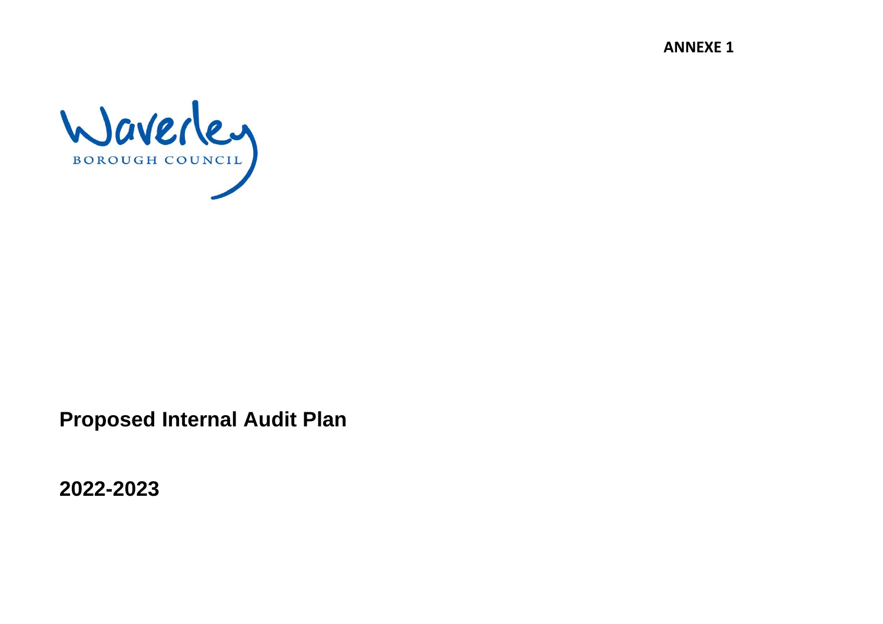**ANNEXE 1**

Waverley

BOROUGH COUNCIL

# Proposed Internal Audit Plan

# 2022-2023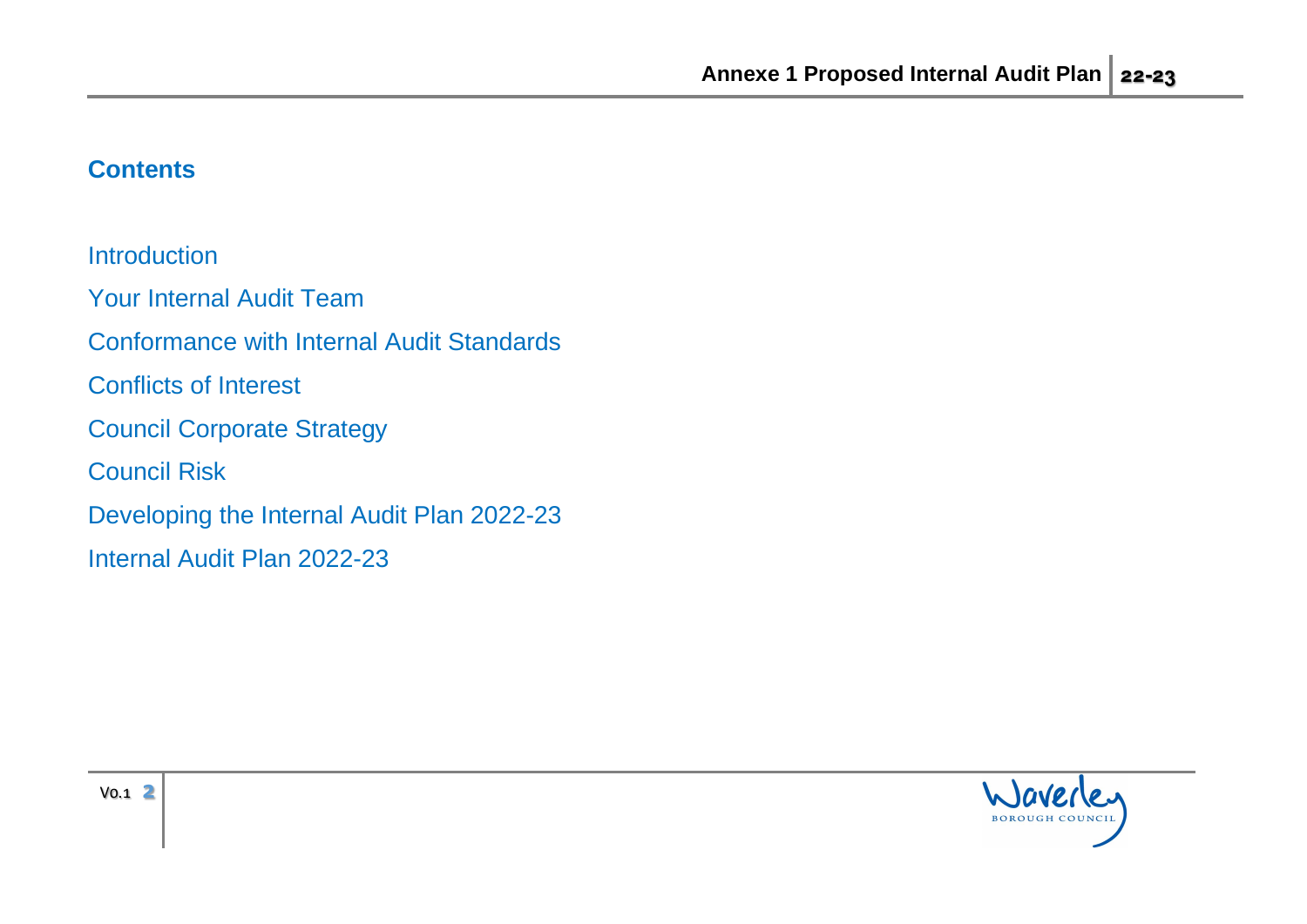## Contents

Introduction

Your Internal Audit Team

Conformance with Internal Audit Standards

Conflicts of Interest

Council Corporate Strategy

Council Risk

Developing the Internal Audit Plan 2022-23

Internal Audit Plan 2022-23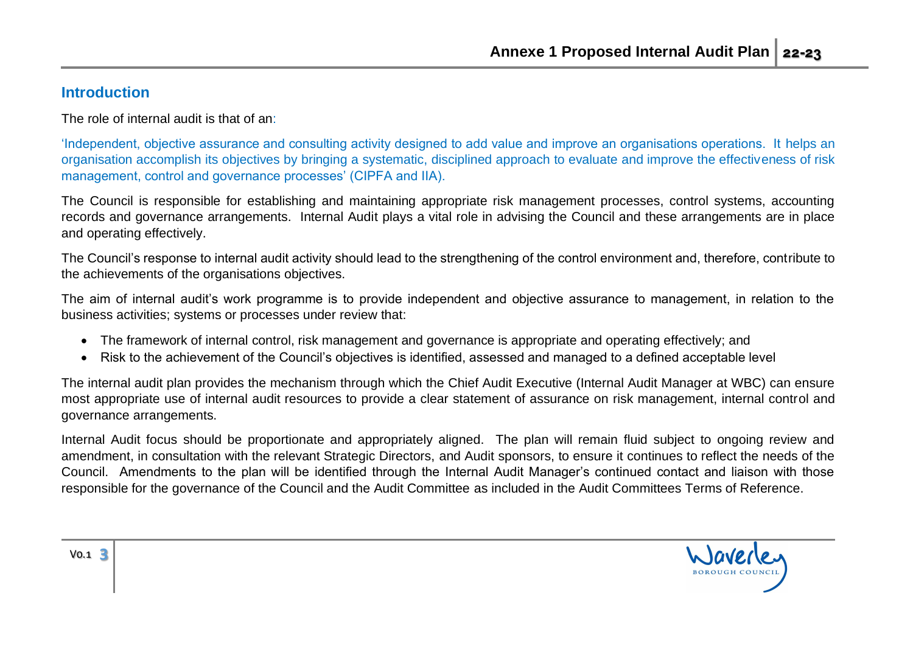## Introduction

The role of internal audit is that of an:

'Independent, objective assurance and consulting activity designed to add value and improve an organisations operations. It helps an organisation accomplish its objectives by bringing a systematic, disciplined approach to evaluate and improve the effectiveness of risk management, control and governance processes' (CIPFA and IIA).

The Council is responsible for establishing and maintaining appropriate risk management processes, control systems, accounting records and governance arrangements. Internal Audit plays a vital role in advising the Council and these arrangements are in place and operating effectively.

The Council's response to internal audit activity should lead to the strengthening of the control environment and, therefore, contribute to the achievements of the organisations objectives.

The aim of internal audit's work programme is to provide independent and objective assurance to management, in relation to the business activities; systems or processes under review that:

- The framework of internal control, risk management and governance is appropriate and operating effectively; and
- Risk to the achievement of the Council's objectives is identified, assessed and managed to a defined acceptable level

The internal audit plan provides the mechanism through which the Chief Audit Executive (Internal Audit Manager at WBC) can ensure most appropriate use of internal audit resources to provide a clear statement of assurance on risk management, internal control and governance arrangements.

Internal Audit focus should be proportionate and appropriately aligned. The plan will remain fluid subject to ongoing review and amendment, in consultation with the relevant Strategic Directors, and Audit sponsors, to ensure it continues to reflect the needs of the Council. Amendments to the plan will be identified through the Internal Audit Manager's continued contact and liaison with those responsible for the governance of the Council and the Audit Committee as included in the Audit Committees Terms of Reference.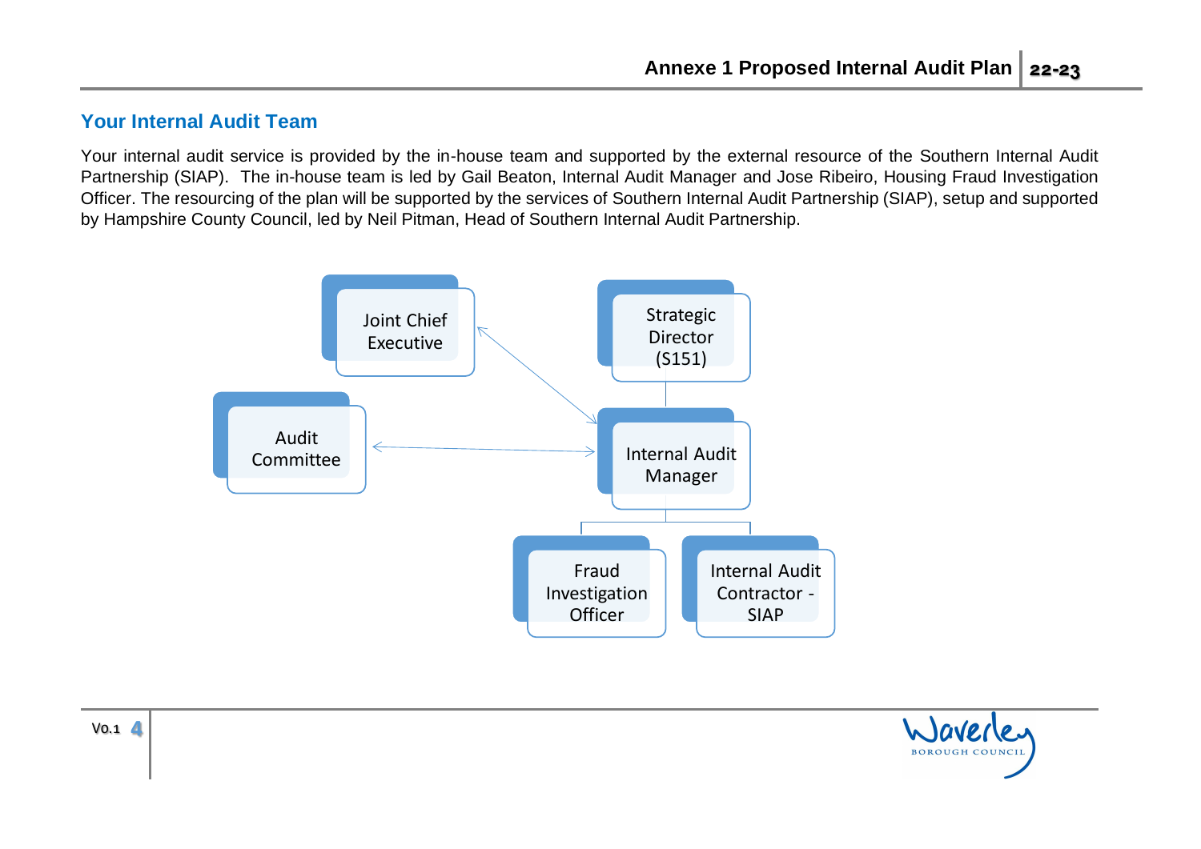## Your Internal Audit Team

Your internal audit service is provided by the in-house team and supported by the external resource of the Southern Internal Audit Partnership (SIAP). The in-house team is led by Gail Beaton, Internal Audit Manager and Jose Ribeiro, Housing Fraud Investigation Officer. The resourcing of the plan will be supported by the services of Southern Internal Audit Partnership (SIAP), setup and supported by Hampshire County Council, led by Neil Pitman, Head of Southern Internal Audit Partnership.

Joint Chief Executive

Strategic Director (S151)

Audit Committee

Internal Audit Manager

Fraud Investigation Officer

Internal Audit Contractor - SIAP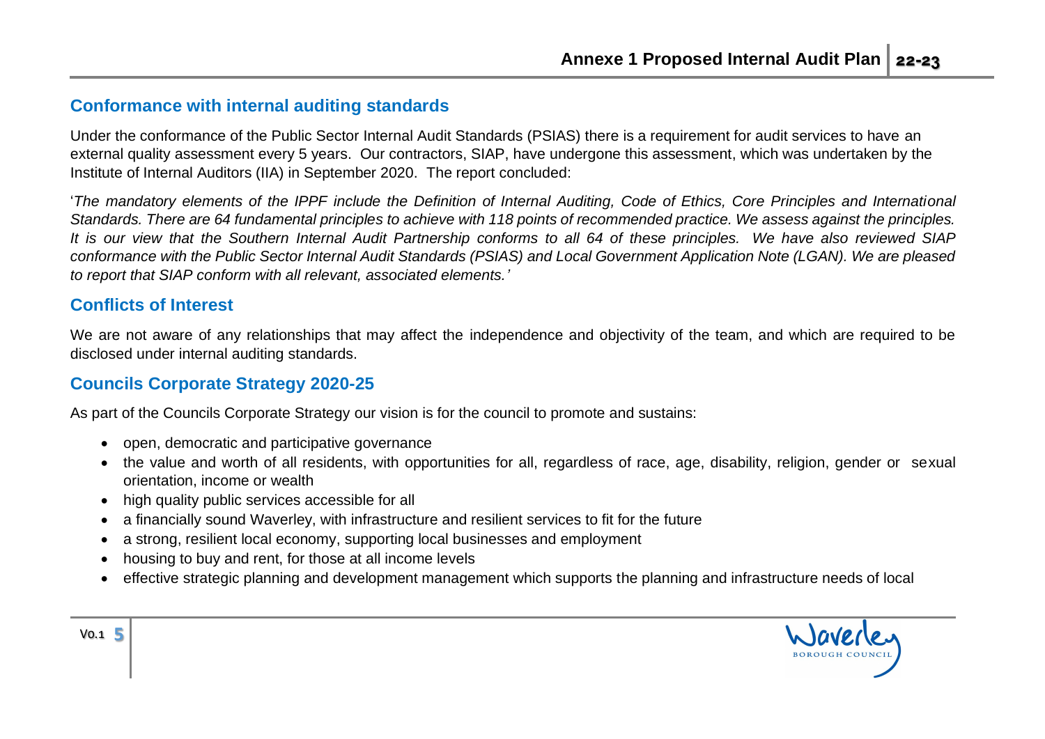## Conformance with internal auditing standards

Under the conformance of the Public Sector Internal Audit Standards (PSIAS) there is a requirement for audit services to have an external quality assessment every 5 years. Our contractors, SIAP, have undergone this assessment, which was undertaken by the Institute of Internal Auditors (IIA) in September 2020. The report concluded:

'*The mandatory elements of the IPPF include the Definition of Internal Auditing, Code of Ethics, Core Principles and International Standards. There are 64 fundamental principles to achieve with 118 points of recommended practice. We assess against the principles. It is our view that the Southern Internal Audit Partnership conforms to all 64 of these principles. We have also reviewed SIAP conformance with the Public Sector Internal Audit Standards (PSIAS) and Local Government Application Note (LGAN). We are pleased to report that SIAP conform with all relevant, associated elements.*'

## Conflicts of Interest

We are not aware of any relationships that may affect the independence and objectivity of the team, and which are required to be disclosed under internal auditing standards.

## Councils Corporate Strategy 2020-25

As part of the Councils Corporate Strategy our vision is for the council to promote and sustains:

- open, democratic and participative governance
- the value and worth of all residents, with opportunities for all, regardless of race, age, disability, religion, gender or sexual orientation, income or wealth
- high quality public services accessible for all
- a financially sound Waverley, with infrastructure and resilient services to fit for the future
- a strong, resilient local economy, supporting local businesses and employment
- housing to buy and rent, for those at all income levels
- effective strategic planning and development management which supports the planning and infrastructure needs of local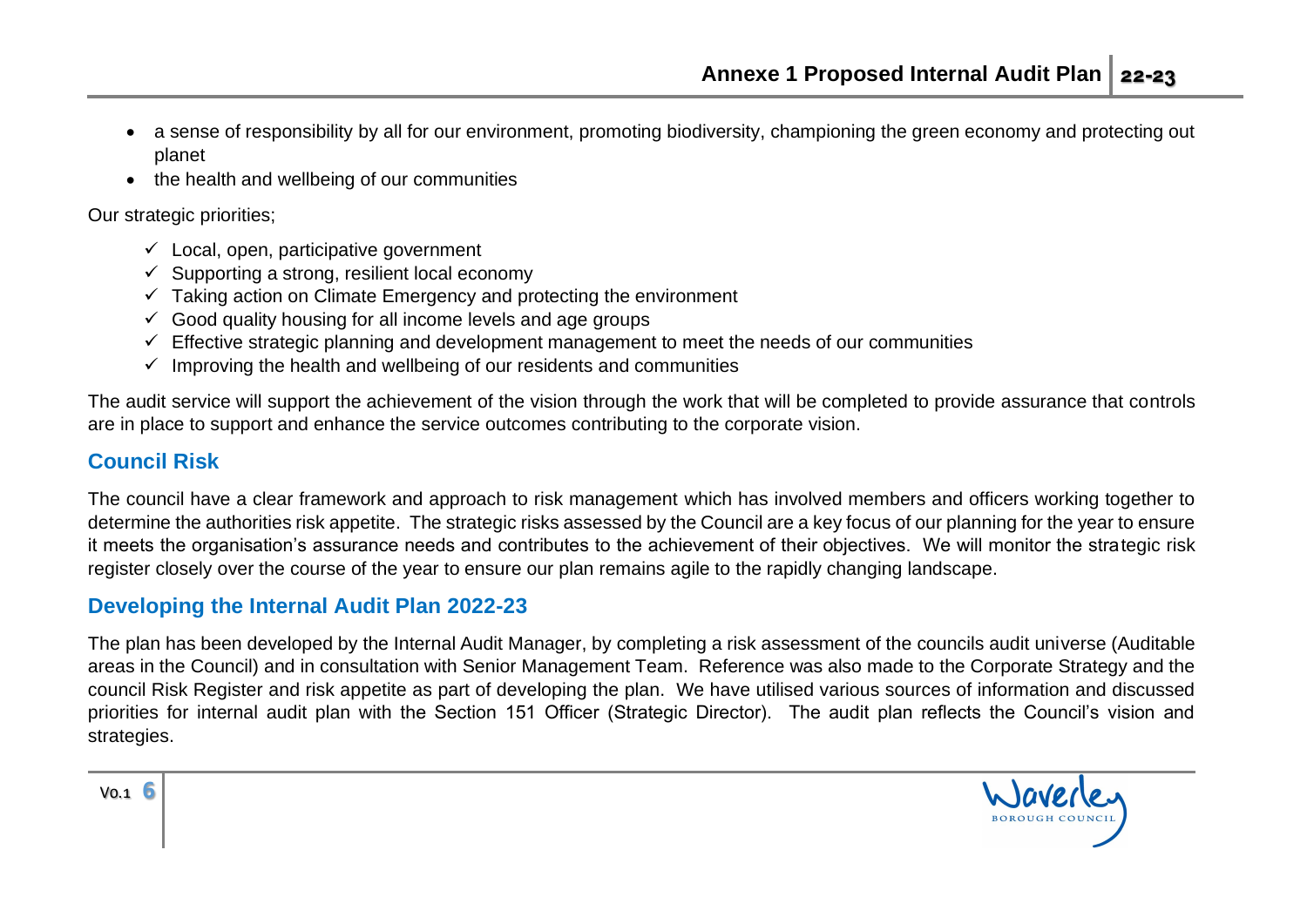- a sense of responsibility by all for our environment, promoting biodiversity, championing the green economy and protecting out planet
- the health and wellbeing of our communities

Our strategic priorities;

- ✓ Local, open, participative government
- ✓ Supporting a strong, resilient local economy
- ✓ Taking action on Climate Emergency and protecting the environment
- ✓ Good quality housing for all income levels and age groups
- ✓ Effective strategic planning and development management to meet the needs of our communities
- ✓ Improving the health and wellbeing of our residents and communities

The audit service will support the achievement of the vision through the work that will be completed to provide assurance that controls are in place to support and enhance the service outcomes contributing to the corporate vision.

## Council Risk

The council have a clear framework and approach to risk management which has involved members and officers working together to determine the authorities risk appetite. The strategic risks assessed by the Council are a key focus of our planning for the year to ensure it meets the organisation's assurance needs and contributes to the achievement of their objectives. We will monitor the strategic risk register closely over the course of the year to ensure our plan remains agile to the rapidly changing landscape.

## Developing the Internal Audit Plan 2022-23

The plan has been developed by the Internal Audit Manager, by completing a risk assessment of the councils audit universe (Auditable areas in the Council) and in consultation with Senior Management Team. Reference was also made to the Corporate Strategy and the council Risk Register and risk appetite as part of developing the plan. We have utilised various sources of information and discussed priorities for internal audit plan with the Section 151 Officer (Strategic Director). The audit plan reflects the Council's vision and strategies.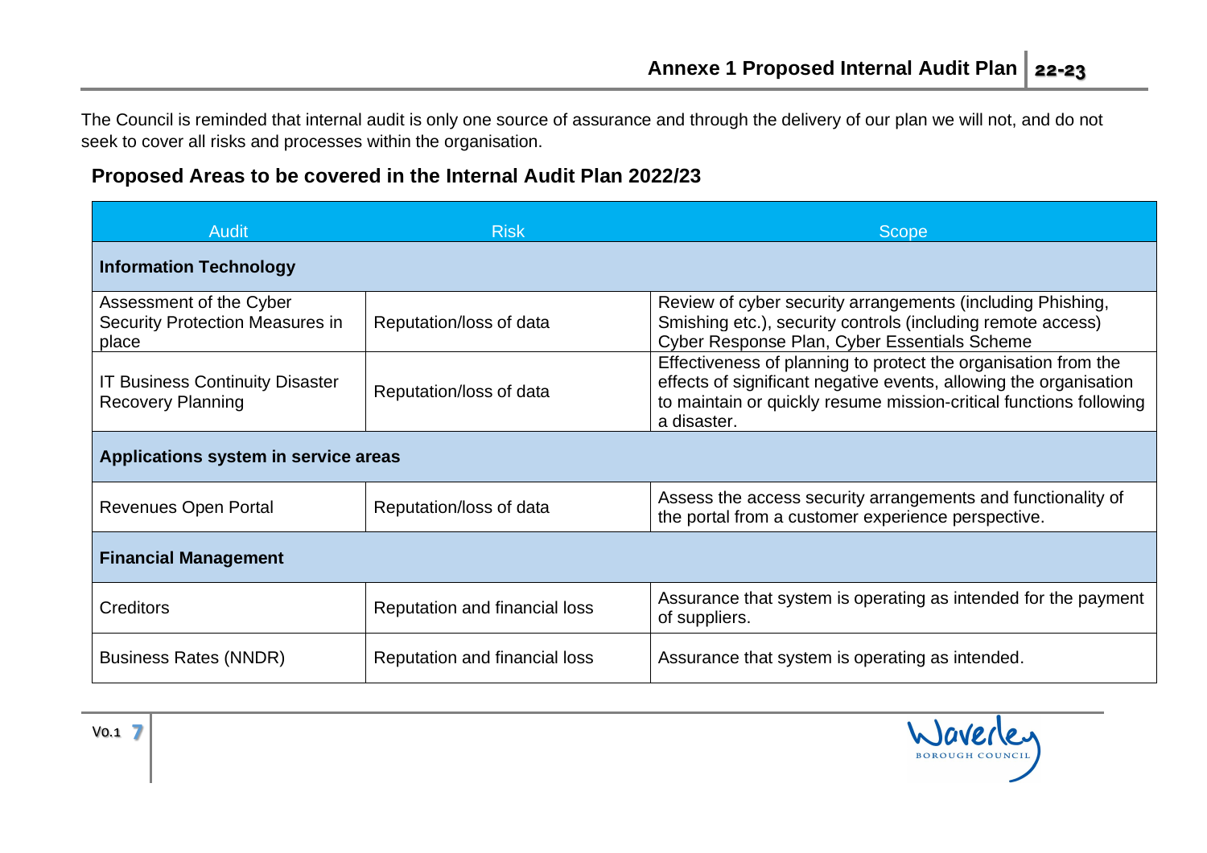The Council is reminded that internal audit is only one source of assurance and through the delivery of our plan we will not, and do not seek to cover all risks and processes within the organisation.

## Proposed Areas to be covered in the Internal Audit Plan 2022/23

| Audit | Risk | Scope |
| --- | --- | --- |
| **Information Technology** | | |
| Assessment of the Cyber Security Protection Measures in place | Reputation/loss of data | Review of cyber security arrangements (including Phishing, Smishing etc.), security controls (including remote access) Cyber Response Plan, Cyber Essentials Scheme |
| IT Business Continuity Disaster Recovery Planning | Reputation/loss of data | Effectiveness of planning to protect the organisation from the effects of significant negative events, allowing the organisation to maintain or quickly resume mission-critical functions following a disaster. |
| **Applications system in service areas** | | |
| Revenues Open Portal | Reputation/loss of data | Assess the access security arrangements and functionality of the portal from a customer experience perspective. |
| **Financial Management** | | |
| Creditors | Reputation and financial loss | Assurance that system is operating as intended for the payment of suppliers. |
| Business Rates (NNDR) | Reputation and financial loss | Assurance that system is operating as intended. |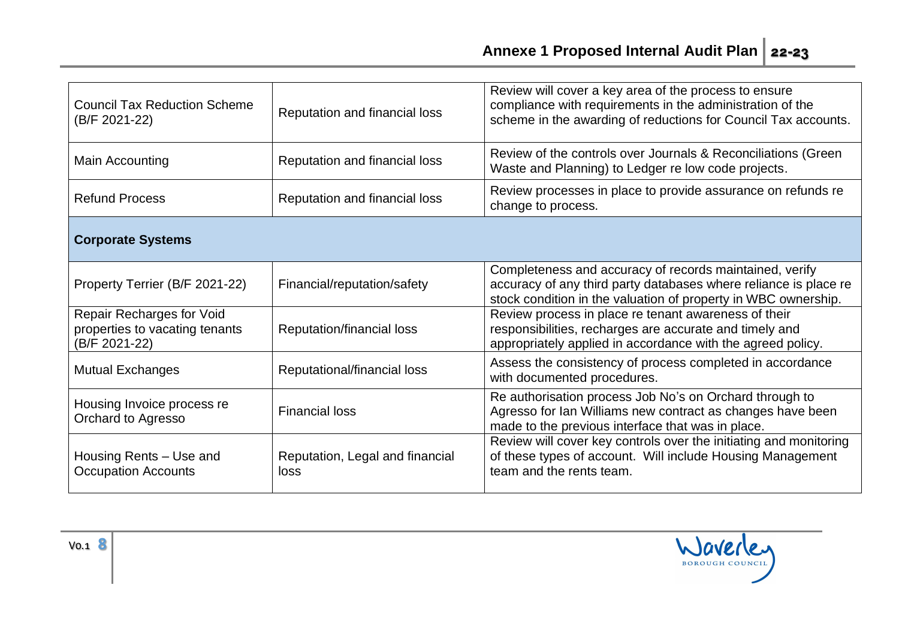| | | |
|---|---|---|
| Council Tax Reduction Scheme (B/F 2021-22) | Reputation and financial loss | Review will cover a key area of the process to ensure compliance with requirements in the administration of the scheme in the awarding of reductions for Council Tax accounts. |
| Main Accounting | Reputation and financial loss | Review of the controls over Journals & Reconciliations (Green Waste and Planning) to Ledger re low code projects. |
| Refund Process | Reputation and financial loss | Review processes in place to provide assurance on refunds re change to process. |
| **Corporate Systems** | | |
| Property Terrier (B/F 2021-22) | Financial/reputation/safety | Completeness and accuracy of records maintained, verify accuracy of any third party databases where reliance is place re stock condition in the valuation of property in WBC ownership. |
| Repair Recharges for Void properties to vacating tenants (B/F 2021-22) | Reputation/financial loss | Review process in place re tenant awareness of their responsibilities, recharges are accurate and timely and appropriately applied in accordance with the agreed policy. |
| Mutual Exchanges | Reputational/financial loss | Assess the consistency of process completed in accordance with documented procedures. |
| Housing Invoice process re Orchard to Agresso | Financial loss | Re authorisation process Job No's on Orchard through to Agresso for Ian Williams new contract as changes have been made to the previous interface that was in place. |
| Housing Rents – Use and Occupation Accounts | Reputation, Legal and financial loss | Review will cover key controls over the initiating and monitoring of these types of account. Will include Housing Management team and the rents team. |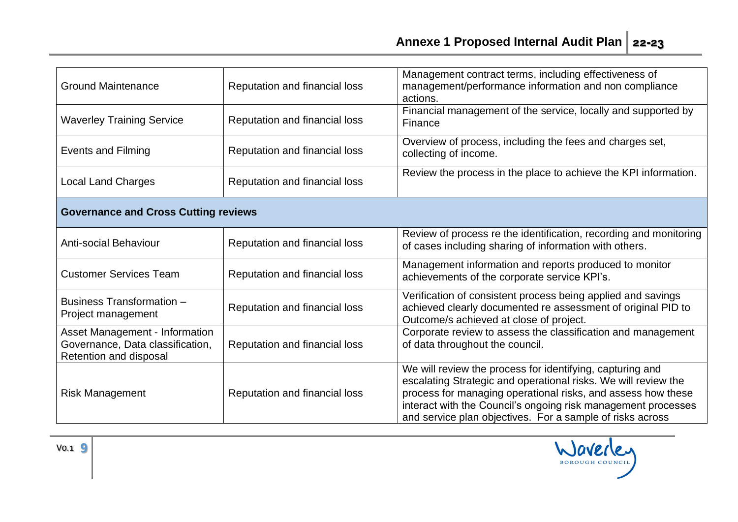| | | |
|---|---|---|
| Ground Maintenance | Reputation and financial loss | Management contract terms, including effectiveness of management/performance information and non compliance actions. |
| Waverley Training Service | Reputation and financial loss | Financial management of the service, locally and supported by Finance |
| Events and Filming | Reputation and financial loss | Overview of process, including the fees and charges set, collecting of income. |
| Local Land Charges | Reputation and financial loss | Review the process in the place to achieve the KPI information. |
| **Governance and Cross Cutting reviews** | | |
| Anti-social Behaviour | Reputation and financial loss | Review of process re the identification, recording and monitoring of cases including sharing of information with others. |
| Customer Services Team | Reputation and financial loss | Management information and reports produced to monitor achievements of the corporate service KPI's. |
| Business Transformation – Project management | Reputation and financial loss | Verification of consistent process being applied and savings achieved clearly documented re assessment of original PID to Outcome/s achieved at close of project. |
| Asset Management - Information Governance, Data classification, Retention and disposal | Reputation and financial loss | Corporate review to assess the classification and management of data throughout the council. |
| Risk Management | Reputation and financial loss | We will review the process for identifying, capturing and escalating Strategic and operational risks. We will review the process for managing operational risks, and assess how these interact with the Council's ongoing risk management processes and service plan objectives. For a sample of risks across |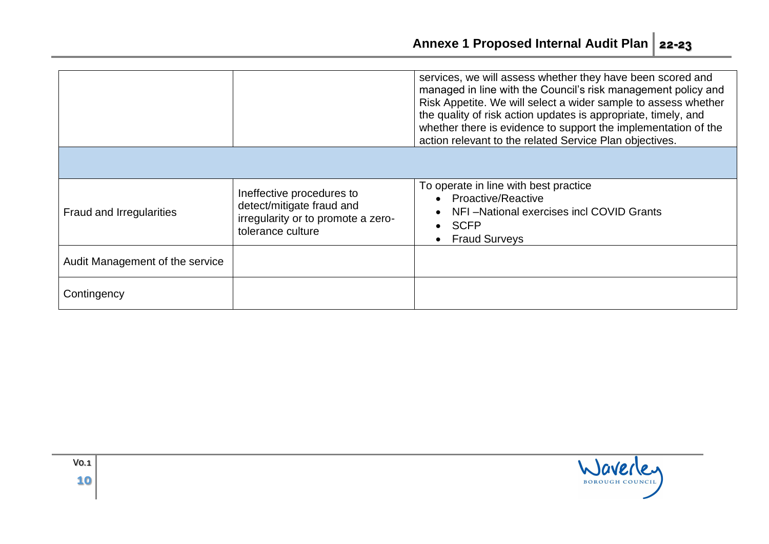| | | |
|---|---|---|
| | | services, we will assess whether they have been scored and managed in line with the Council's risk management policy and Risk Appetite. We will select a wider sample to assess whether the quality of risk action updates is appropriate, timely, and whether there is evidence to support the implementation of the action relevant to the related Service Plan objectives. |
| | | |
| Fraud and Irregularities | Ineffective procedures to detect/mitigate fraud and irregularity or to promote a zero-tolerance culture | To operate in line with best practice<br>• Proactive/Reactive<br>• NFI –National exercises incl COVID Grants<br>• SCFP<br>• Fraud Surveys |
| Audit Management of the service | | |
| Contingency | | |